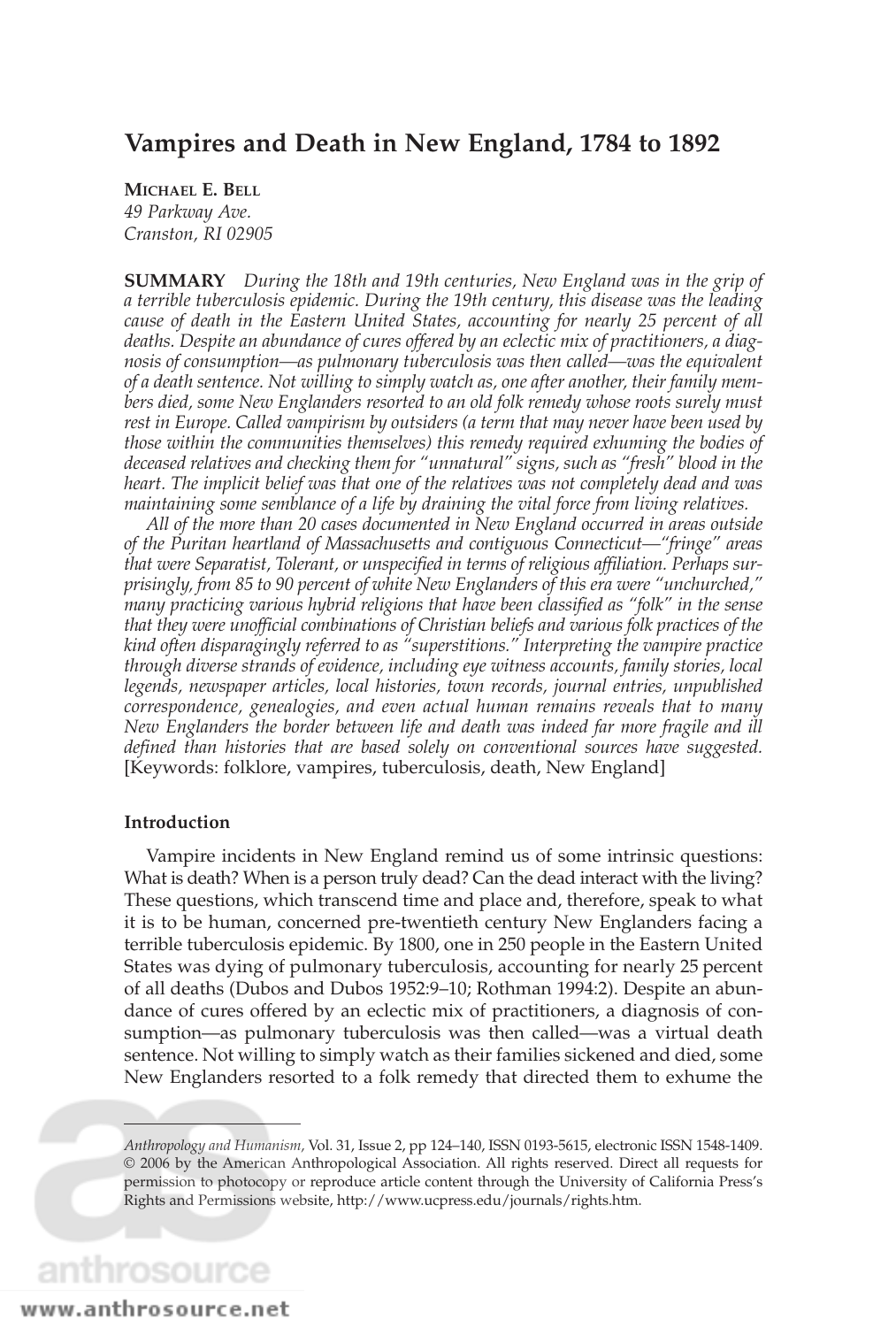# Vampires and Death in New England, 1784 to 1892

**Michael E. Bell**
*49 Parkway Ave.*
*Cranston, RI 02905*

**SUMMARY** *During the 18th and 19th centuries, New England was in the grip of a terrible tuberculosis epidemic. During the 19th century, this disease was the leading cause of death in the Eastern United States, accounting for nearly 25 percent of all deaths. Despite an abundance of cures offered by an eclectic mix of practitioners, a diagnosis of consumption—as pulmonary tuberculosis was then called—was the equivalent of a death sentence. Not willing to simply watch as, one after another, their family members died, some New Englanders resorted to an old folk remedy whose roots surely must rest in Europe. Called vampirism by outsiders (a term that may never have been used by those within the communities themselves) this remedy required exhuming the bodies of deceased relatives and checking them for "unnatural" signs, such as "fresh" blood in the heart. The implicit belief was that one of the relatives was not completely dead and was maintaining some semblance of a life by draining the vital force from living relatives.*

*All of the more than 20 cases documented in New England occurred in areas outside of the Puritan heartland of Massachusetts and contiguous Connecticut—"fringe" areas that were Separatist, Tolerant, or unspecified in terms of religious affiliation. Perhaps surprisingly, from 85 to 90 percent of white New Englanders of this era were "unchurched," many practicing various hybrid religions that have been classified as "folk" in the sense that they were unofficial combinations of Christian beliefs and various folk practices of the kind often disparagingly referred to as "superstitions." Interpreting the vampire practice through diverse strands of evidence, including eye witness accounts, family stories, local legends, newspaper articles, local histories, town records, journal entries, unpublished correspondence, genealogies, and even actual human remains reveals that to many New Englanders the border between life and death was indeed far more fragile and ill defined than histories that are based solely on conventional sources have suggested.* [Keywords: folklore, vampires, tuberculosis, death, New England]

### Introduction

Vampire incidents in New England remind us of some intrinsic questions: What is death? When is a person truly dead? Can the dead interact with the living? These questions, which transcend time and place and, therefore, speak to what it is to be human, concerned pre-twentieth century New Englanders facing a terrible tuberculosis epidemic. By 1800, one in 250 people in the Eastern United States was dying of pulmonary tuberculosis, accounting for nearly 25 percent of all deaths (Dubos and Dubos 1952:9–10; Rothman 1994:2). Despite an abundance of cures offered by an eclectic mix of practitioners, a diagnosis of consumption—as pulmonary tuberculosis was then called—was a virtual death sentence. Not willing to simply watch as their families sickened and died, some New Englanders resorted to a folk remedy that directed them to exhume the

---

*Anthropology and Humanism*, Vol. 31, Issue 2, pp 124–140, ISSN 0193-5615, electronic ISSN 1548-1409. © 2006 by the American Anthropological Association. All rights reserved. Direct all requests for permission to photocopy or reproduce article content through the University of California Press's Rights and Permissions website, http://www.ucpress.edu/journals/rights.htm.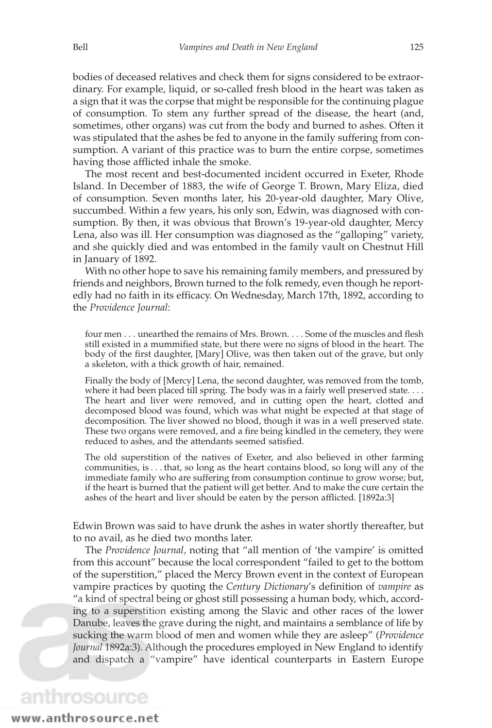bodies of deceased relatives and check them for signs considered to be extraordinary. For example, liquid, or so-called fresh blood in the heart was taken as a sign that it was the corpse that might be responsible for the continuing plague of consumption. To stem any further spread of the disease, the heart (and, sometimes, other organs) was cut from the body and burned to ashes. Often it was stipulated that the ashes be fed to anyone in the family suffering from consumption. A variant of this practice was to burn the entire corpse, sometimes having those afflicted inhale the smoke.

The most recent and best-documented incident occurred in Exeter, Rhode Island. In December of 1883, the wife of George T. Brown, Mary Eliza, died of consumption. Seven months later, his 20-year-old daughter, Mary Olive, succumbed. Within a few years, his only son, Edwin, was diagnosed with consumption. By then, it was obvious that Brown's 19-year-old daughter, Mercy Lena, also was ill. Her consumption was diagnosed as the "galloping" variety, and she quickly died and was entombed in the family vault on Chestnut Hill in January of 1892.

With no other hope to save his remaining family members, and pressured by friends and neighbors, Brown turned to the folk remedy, even though he reportedly had no faith in its efficacy. On Wednesday, March 17th, 1892, according to the *Providence Journal*:

> four men . . . unearthed the remains of Mrs. Brown. . . . Some of the muscles and flesh still existed in a mummified state, but there were no signs of blood in the heart. The body of the first daughter, [Mary] Olive, was then taken out of the grave, but only a skeleton, with a thick growth of hair, remained.
>
> Finally the body of [Mercy] Lena, the second daughter, was removed from the tomb, where it had been placed till spring. The body was in a fairly well preserved state. . . . The heart and liver were removed, and in cutting open the heart, clotted and decomposed blood was found, which was what might be expected at that stage of decomposition. The liver showed no blood, though it was in a well preserved state. These two organs were removed, and a fire being kindled in the cemetery, they were reduced to ashes, and the attendants seemed satisfied.
>
> The old superstition of the natives of Exeter, and also believed in other farming communities, is . . . that, so long as the heart contains blood, so long will any of the immediate family who are suffering from consumption continue to grow worse; but, if the heart is burned that the patient will get better. And to make the cure certain the ashes of the heart and liver should be eaten by the person afflicted. [1892a:3]

Edwin Brown was said to have drunk the ashes in water shortly thereafter, but to no avail, as he died two months later.

The *Providence Journal,* noting that "all mention of 'the vampire' is omitted from this account" because the local correspondent "failed to get to the bottom of the superstition," placed the Mercy Brown event in the context of European vampire practices by quoting the *Century Dictionary*'s definition of *vampire* as "a kind of spectral being or ghost still possessing a human body, which, according to a superstition existing among the Slavic and other races of the lower Danube, leaves the grave during the night, and maintains a semblance of life by sucking the warm blood of men and women while they are asleep" (*Providence Journal* 1892a:3). Although the procedures employed in New England to identify and dispatch a "vampire" have identical counterparts in Eastern Europe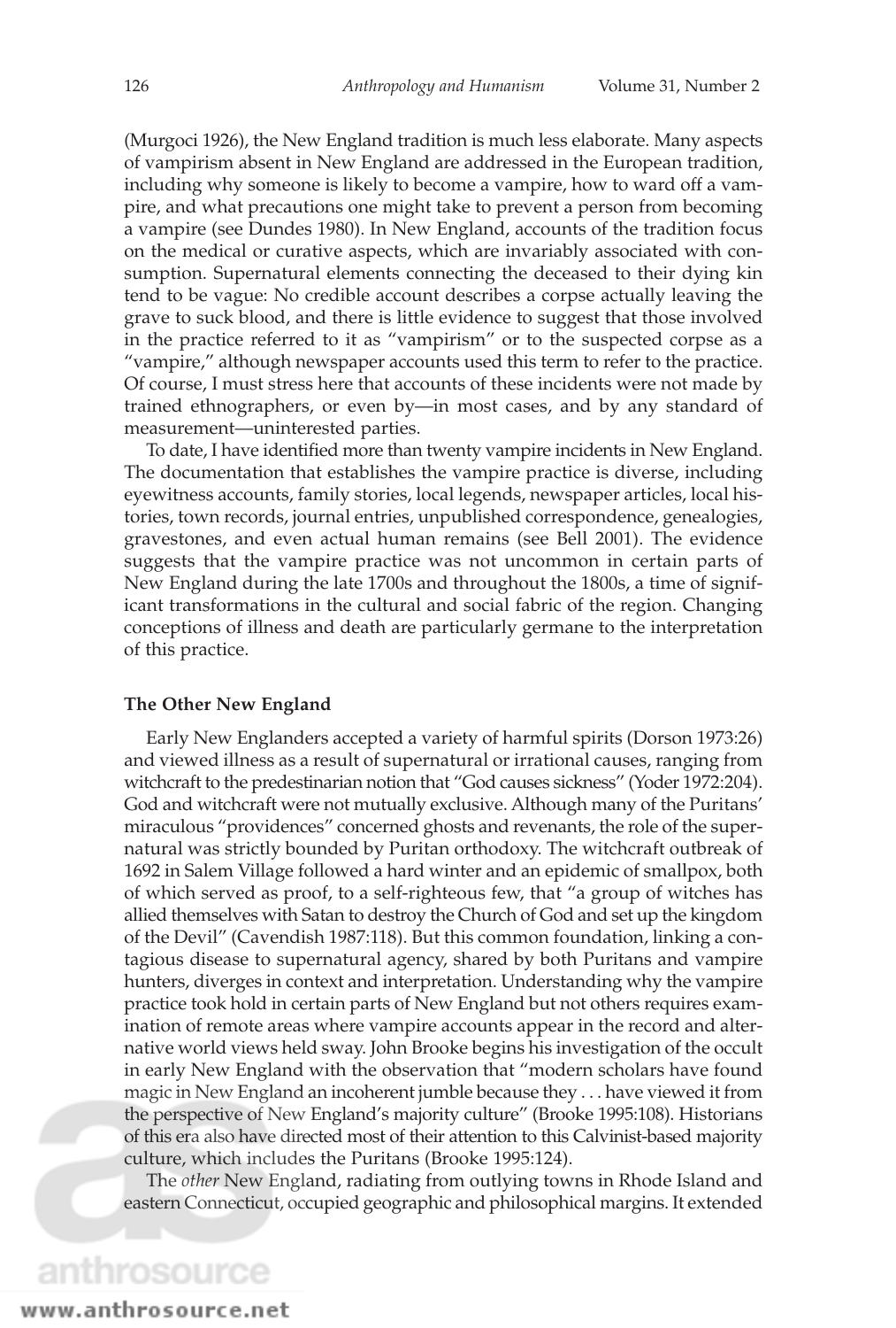(Murgoci 1926), the New England tradition is much less elaborate. Many aspects of vampirism absent in New England are addressed in the European tradition, including why someone is likely to become a vampire, how to ward off a vampire, and what precautions one might take to prevent a person from becoming a vampire (see Dundes 1980). In New England, accounts of the tradition focus on the medical or curative aspects, which are invariably associated with consumption. Supernatural elements connecting the deceased to their dying kin tend to be vague: No credible account describes a corpse actually leaving the grave to suck blood, and there is little evidence to suggest that those involved in the practice referred to it as "vampirism" or to the suspected corpse as a "vampire," although newspaper accounts used this term to refer to the practice. Of course, I must stress here that accounts of these incidents were not made by trained ethnographers, or even by—in most cases, and by any standard of measurement—uninterested parties.

To date, I have identified more than twenty vampire incidents in New England. The documentation that establishes the vampire practice is diverse, including eyewitness accounts, family stories, local legends, newspaper articles, local histories, town records, journal entries, unpublished correspondence, genealogies, gravestones, and even actual human remains (see Bell 2001). The evidence suggests that the vampire practice was not uncommon in certain parts of New England during the late 1700s and throughout the 1800s, a time of significant transformations in the cultural and social fabric of the region. Changing conceptions of illness and death are particularly germane to the interpretation of this practice.

## The Other New England

Early New Englanders accepted a variety of harmful spirits (Dorson 1973:26) and viewed illness as a result of supernatural or irrational causes, ranging from witchcraft to the predestinarian notion that "God causes sickness" (Yoder 1972:204). God and witchcraft were not mutually exclusive. Although many of the Puritans' miraculous "providences" concerned ghosts and revenants, the role of the supernatural was strictly bounded by Puritan orthodoxy. The witchcraft outbreak of 1692 in Salem Village followed a hard winter and an epidemic of smallpox, both of which served as proof, to a self-righteous few, that "a group of witches has allied themselves with Satan to destroy the Church of God and set up the kingdom of the Devil" (Cavendish 1987:118). But this common foundation, linking a contagious disease to supernatural agency, shared by both Puritans and vampire hunters, diverges in context and interpretation. Understanding why the vampire practice took hold in certain parts of New England but not others requires examination of remote areas where vampire accounts appear in the record and alternative world views held sway. John Brooke begins his investigation of the occult in early New England with the observation that "modern scholars have found magic in New England an incoherent jumble because they . . . have viewed it from the perspective of New England's majority culture" (Brooke 1995:108). Historians of this era also have directed most of their attention to this Calvinist-based majority culture, which includes the Puritans (Brooke 1995:124).

The *other* New England, radiating from outlying towns in Rhode Island and eastern Connecticut, occupied geographic and philosophical margins. It extended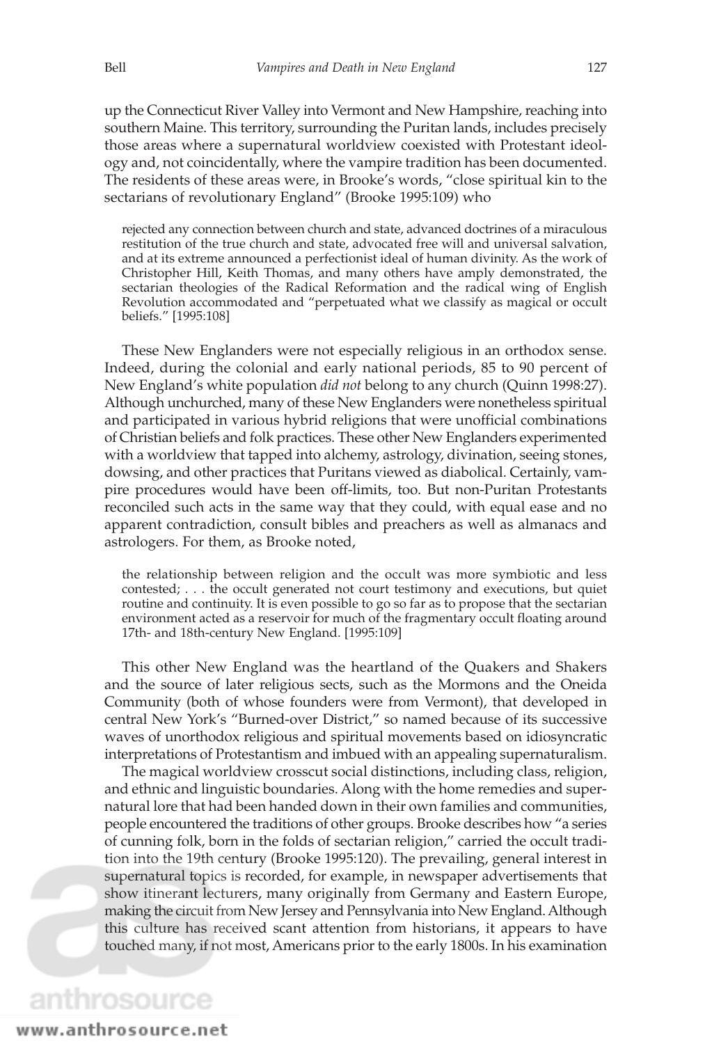up the Connecticut River Valley into Vermont and New Hampshire, reaching into southern Maine. This territory, surrounding the Puritan lands, includes precisely those areas where a supernatural worldview coexisted with Protestant ideology and, not coincidentally, where the vampire tradition has been documented. The residents of these areas were, in Brooke's words, "close spiritual kin to the sectarians of revolutionary England" (Brooke 1995:109) who

> rejected any connection between church and state, advanced doctrines of a miraculous restitution of the true church and state, advocated free will and universal salvation, and at its extreme announced a perfectionist ideal of human divinity. As the work of Christopher Hill, Keith Thomas, and many others have amply demonstrated, the sectarian theologies of the Radical Reformation and the radical wing of English Revolution accommodated and "perpetuated what we classify as magical or occult beliefs." [1995:108]

These New Englanders were not especially religious in an orthodox sense. Indeed, during the colonial and early national periods, 85 to 90 percent of New England's white population *did not* belong to any church (Quinn 1998:27). Although unchurched, many of these New Englanders were nonetheless spiritual and participated in various hybrid religions that were unofficial combinations of Christian beliefs and folk practices. These other New Englanders experimented with a worldview that tapped into alchemy, astrology, divination, seeing stones, dowsing, and other practices that Puritans viewed as diabolical. Certainly, vampire procedures would have been off-limits, too. But non-Puritan Protestants reconciled such acts in the same way that they could, with equal ease and no apparent contradiction, consult bibles and preachers as well as almanacs and astrologers. For them, as Brooke noted,

> the relationship between religion and the occult was more symbiotic and less contested; . . . the occult generated not court testimony and executions, but quiet routine and continuity. It is even possible to go so far as to propose that the sectarian environment acted as a reservoir for much of the fragmentary occult floating around 17th- and 18th-century New England. [1995:109]

This other New England was the heartland of the Quakers and Shakers and the source of later religious sects, such as the Mormons and the Oneida Community (both of whose founders were from Vermont), that developed in central New York's "Burned-over District," so named because of its successive waves of unorthodox religious and spiritual movements based on idiosyncratic interpretations of Protestantism and imbued with an appealing supernaturalism.

The magical worldview crosscut social distinctions, including class, religion, and ethnic and linguistic boundaries. Along with the home remedies and supernatural lore that had been handed down in their own families and communities, people encountered the traditions of other groups. Brooke describes how "a series of cunning folk, born in the folds of sectarian religion," carried the occult tradition into the 19th century (Brooke 1995:120). The prevailing, general interest in supernatural topics is recorded, for example, in newspaper advertisements that show itinerant lecturers, many originally from Germany and Eastern Europe, making the circuit from New Jersey and Pennsylvania into New England. Although this culture has received scant attention from historians, it appears to have touched many, if not most, Americans prior to the early 1800s. In his examination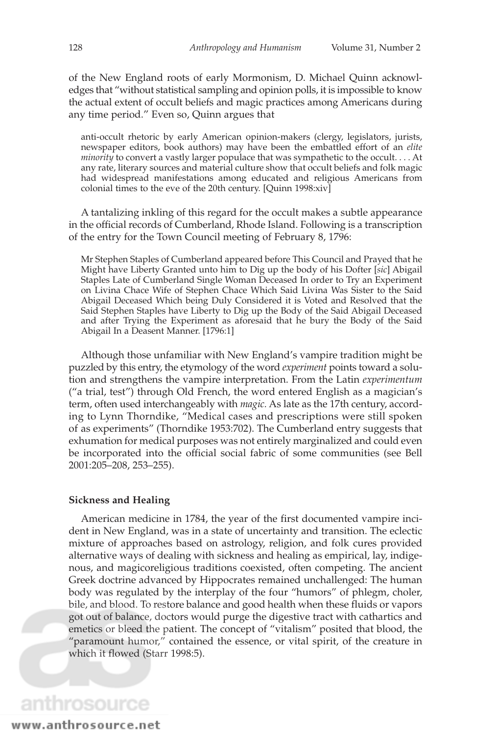of the New England roots of early Mormonism, D. Michael Quinn acknowledges that "without statistical sampling and opinion polls, it is impossible to know the actual extent of occult beliefs and magic practices among Americans during any time period." Even so, Quinn argues that

> anti-occult rhetoric by early American opinion-makers (clergy, legislators, jurists, newspaper editors, book authors) may have been the embattled effort of an *elite minority* to convert a vastly larger populace that was sympathetic to the occult. . . . At any rate, literary sources and material culture show that occult beliefs and folk magic had widespread manifestations among educated and religious Americans from colonial times to the eve of the 20th century. [Quinn 1998:xiv]

A tantalizing inkling of this regard for the occult makes a subtle appearance in the official records of Cumberland, Rhode Island. Following is a transcription of the entry for the Town Council meeting of February 8, 1796:

> Mr Stephen Staples of Cumberland appeared before This Council and Prayed that he Might have Liberty Granted unto him to Dig up the body of his Dofter [*sic*] Abigail Staples Late of Cumberland Single Woman Deceased In order to Try an Experiment on Livina Chace Wife of Stephen Chace Which Said Livina Was Sister to the Said Abigail Deceased Which being Duly Considered it is Voted and Resolved that the Said Stephen Staples have Liberty to Dig up the Body of the Said Abigail Deceased and after Trying the Experiment as aforesaid that he bury the Body of the Said Abigail In a Deasent Manner. [1796:1]

Although those unfamiliar with New England's vampire tradition might be puzzled by this entry, the etymology of the word *experiment* points toward a solution and strengthens the vampire interpretation. From the Latin *experimentum* ("a trial, test") through Old French, the word entered English as a magician's term, often used interchangeably with *magic.* As late as the 17th century, according to Lynn Thorndike, "Medical cases and prescriptions were still spoken of as experiments" (Thorndike 1953:702). The Cumberland entry suggests that exhumation for medical purposes was not entirely marginalized and could even be incorporated into the official social fabric of some communities (see Bell 2001:205–208, 253–255).

### Sickness and Healing

American medicine in 1784, the year of the first documented vampire incident in New England, was in a state of uncertainty and transition. The eclectic mixture of approaches based on astrology, religion, and folk cures provided alternative ways of dealing with sickness and healing as empirical, lay, indigenous, and magicoreligious traditions coexisted, often competing. The ancient Greek doctrine advanced by Hippocrates remained unchallenged: The human body was regulated by the interplay of the four "humors" of phlegm, choler, bile, and blood. To restore balance and good health when these fluids or vapors got out of balance, doctors would purge the digestive tract with cathartics and emetics or bleed the patient. The concept of "vitalism" posited that blood, the "paramount humor," contained the essence, or vital spirit, of the creature in which it flowed (Starr 1998:5).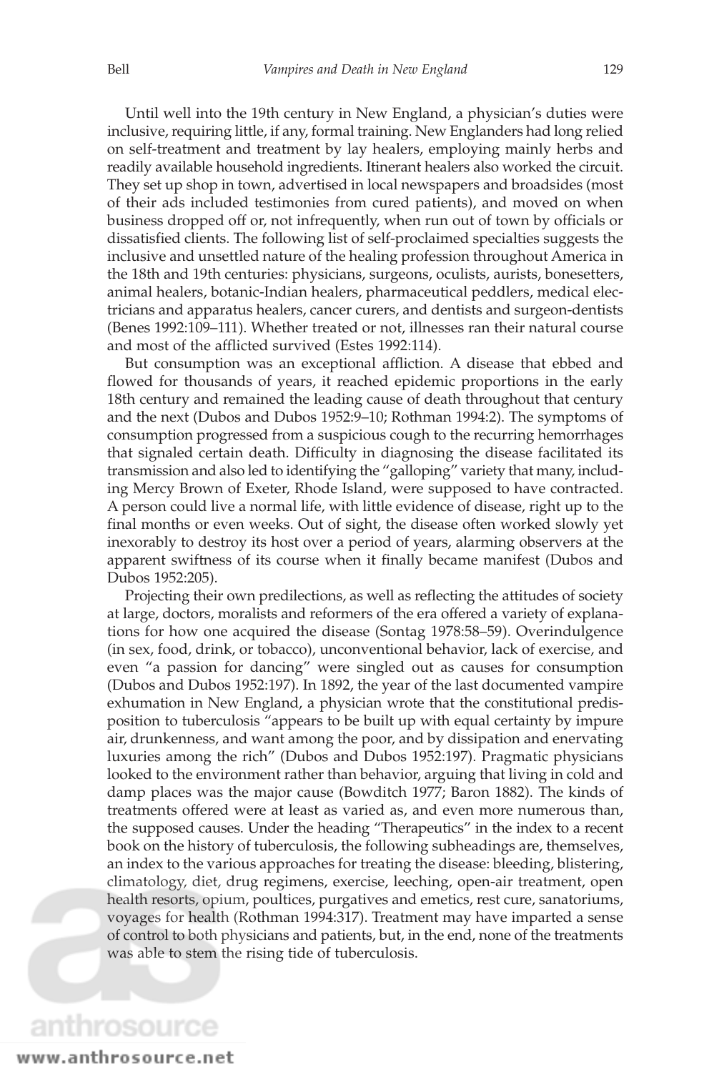Until well into the 19th century in New England, a physician's duties were inclusive, requiring little, if any, formal training. New Englanders had long relied on self-treatment and treatment by lay healers, employing mainly herbs and readily available household ingredients. Itinerant healers also worked the circuit. They set up shop in town, advertised in local newspapers and broadsides (most of their ads included testimonies from cured patients), and moved on when business dropped off or, not infrequently, when run out of town by officials or dissatisfied clients. The following list of self-proclaimed specialties suggests the inclusive and unsettled nature of the healing profession throughout America in the 18th and 19th centuries: physicians, surgeons, oculists, aurists, bonesetters, animal healers, botanic-Indian healers, pharmaceutical peddlers, medical electricians and apparatus healers, cancer curers, and dentists and surgeon-dentists (Benes 1992:109–111). Whether treated or not, illnesses ran their natural course and most of the afflicted survived (Estes 1992:114).

But consumption was an exceptional affliction. A disease that ebbed and flowed for thousands of years, it reached epidemic proportions in the early 18th century and remained the leading cause of death throughout that century and the next (Dubos and Dubos 1952:9–10; Rothman 1994:2). The symptoms of consumption progressed from a suspicious cough to the recurring hemorrhages that signaled certain death. Difficulty in diagnosing the disease facilitated its transmission and also led to identifying the "galloping" variety that many, including Mercy Brown of Exeter, Rhode Island, were supposed to have contracted. A person could live a normal life, with little evidence of disease, right up to the final months or even weeks. Out of sight, the disease often worked slowly yet inexorably to destroy its host over a period of years, alarming observers at the apparent swiftness of its course when it finally became manifest (Dubos and Dubos 1952:205).

Projecting their own predilections, as well as reflecting the attitudes of society at large, doctors, moralists and reformers of the era offered a variety of explanations for how one acquired the disease (Sontag 1978:58–59). Overindulgence (in sex, food, drink, or tobacco), unconventional behavior, lack of exercise, and even "a passion for dancing" were singled out as causes for consumption (Dubos and Dubos 1952:197). In 1892, the year of the last documented vampire exhumation in New England, a physician wrote that the constitutional predisposition to tuberculosis "appears to be built up with equal certainty by impure air, drunkenness, and want among the poor, and by dissipation and enervating luxuries among the rich" (Dubos and Dubos 1952:197). Pragmatic physicians looked to the environment rather than behavior, arguing that living in cold and damp places was the major cause (Bowditch 1977; Baron 1882). The kinds of treatments offered were at least as varied as, and even more numerous than, the supposed causes. Under the heading "Therapeutics" in the index to a recent book on the history of tuberculosis, the following subheadings are, themselves, an index to the various approaches for treating the disease: bleeding, blistering, climatology, diet, drug regimens, exercise, leeching, open-air treatment, open health resorts, opium, poultices, purgatives and emetics, rest cure, sanatoriums, voyages for health (Rothman 1994:317). Treatment may have imparted a sense of control to both physicians and patients, but, in the end, none of the treatments was able to stem the rising tide of tuberculosis.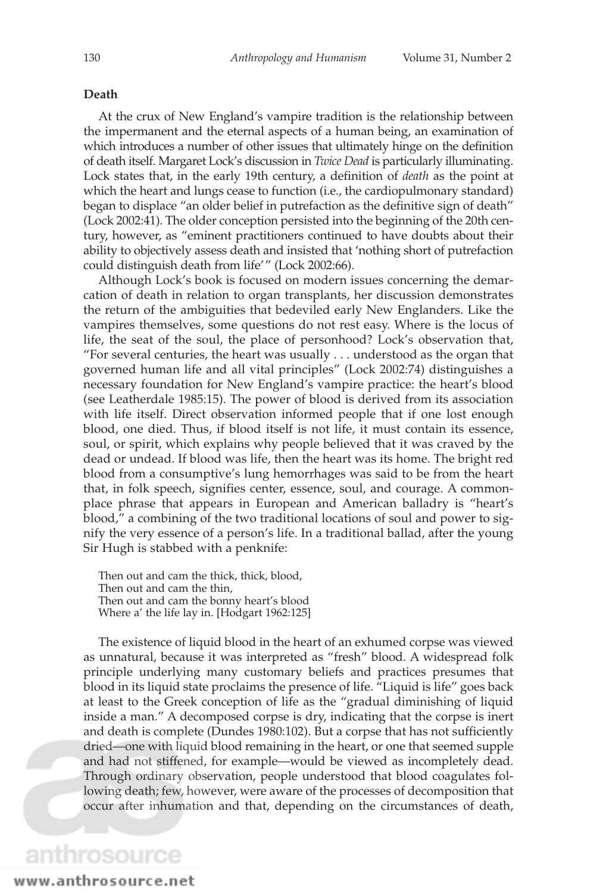## Death

At the crux of New England's vampire tradition is the relationship between the impermanent and the eternal aspects of a human being, an examination of which introduces a number of other issues that ultimately hinge on the definition of death itself. Margaret Lock's discussion in *Twice Dead* is particularly illuminating. Lock states that, in the early 19th century, a definition of *death* as the point at which the heart and lungs cease to function (i.e., the cardiopulmonary standard) began to displace "an older belief in putrefaction as the definitive sign of death" (Lock 2002:41). The older conception persisted into the beginning of the 20th century, however, as "eminent practitioners continued to have doubts about their ability to objectively assess death and insisted that 'nothing short of putrefaction could distinguish death from life'" (Lock 2002:66).

Although Lock's book is focused on modern issues concerning the demarcation of death in relation to organ transplants, her discussion demonstrates the return of the ambiguities that bedeviled early New Englanders. Like the vampires themselves, some questions do not rest easy. Where is the locus of life, the seat of the soul, the place of personhood? Lock's observation that, "For several centuries, the heart was usually . . . understood as the organ that governed human life and all vital principles" (Lock 2002:74) distinguishes a necessary foundation for New England's vampire practice: the heart's blood (see Leatherdale 1985:15). The power of blood is derived from its association with life itself. Direct observation informed people that if one lost enough blood, one died. Thus, if blood itself is not life, it must contain its essence, soul, or spirit, which explains why people believed that it was craved by the dead or undead. If blood was life, then the heart was its home. The bright red blood from a consumptive's lung hemorrhages was said to be from the heart that, in folk speech, signifies center, essence, soul, and courage. A commonplace phrase that appears in European and American balladry is "heart's blood," a combining of the two traditional locations of soul and power to signify the very essence of a person's life. In a traditional ballad, after the young Sir Hugh is stabbed with a penknife:

> Then out and cam the thick, thick, blood,
> Then out and cam the thin,
> Then out and cam the bonny heart's blood
> Where a' the life lay in. [Hodgart 1962:125]

The existence of liquid blood in the heart of an exhumed corpse was viewed as unnatural, because it was interpreted as "fresh" blood. A widespread folk principle underlying many customary beliefs and practices presumes that blood in its liquid state proclaims the presence of life. "Liquid is life" goes back at least to the Greek conception of life as the "gradual diminishing of liquid inside a man." A decomposed corpse is dry, indicating that the corpse is inert and death is complete (Dundes 1980:102). But a corpse that has not sufficiently dried—one with liquid blood remaining in the heart, or one that seemed supple and had not stiffened, for example—would be viewed as incompletely dead. Through ordinary observation, people understood that blood coagulates following death; few, however, were aware of the processes of decomposition that occur after inhumation and that, depending on the circumstances of death,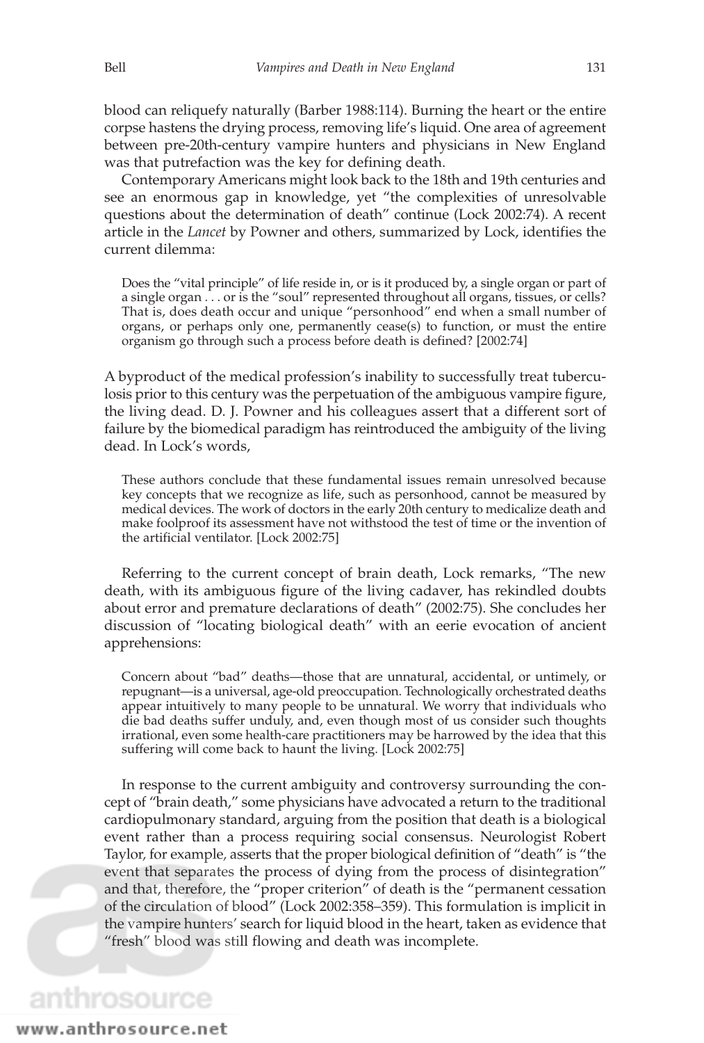blood can reliquefy naturally (Barber 1988:114). Burning the heart or the entire corpse hastens the drying process, removing life's liquid. One area of agreement between pre-20th-century vampire hunters and physicians in New England was that putrefaction was the key for defining death.

Contemporary Americans might look back to the 18th and 19th centuries and see an enormous gap in knowledge, yet "the complexities of unresolvable questions about the determination of death" continue (Lock 2002:74). A recent article in the *Lancet* by Powner and others, summarized by Lock, identifies the current dilemma:

> Does the "vital principle" of life reside in, or is it produced by, a single organ or part of a single organ . . . or is the "soul" represented throughout all organs, tissues, or cells? That is, does death occur and unique "personhood" end when a small number of organs, or perhaps only one, permanently cease(s) to function, or must the entire organism go through such a process before death is defined? [2002:74]

A byproduct of the medical profession's inability to successfully treat tuberculosis prior to this century was the perpetuation of the ambiguous vampire figure, the living dead. D. J. Powner and his colleagues assert that a different sort of failure by the biomedical paradigm has reintroduced the ambiguity of the living dead. In Lock's words,

> These authors conclude that these fundamental issues remain unresolved because key concepts that we recognize as life, such as personhood, cannot be measured by medical devices. The work of doctors in the early 20th century to medicalize death and make foolproof its assessment have not withstood the test of time or the invention of the artificial ventilator. [Lock 2002:75]

Referring to the current concept of brain death, Lock remarks, "The new death, with its ambiguous figure of the living cadaver, has rekindled doubts about error and premature declarations of death" (2002:75). She concludes her discussion of "locating biological death" with an eerie evocation of ancient apprehensions:

> Concern about "bad" deaths—those that are unnatural, accidental, or untimely, or repugnant—is a universal, age-old preoccupation. Technologically orchestrated deaths appear intuitively to many people to be unnatural. We worry that individuals who die bad deaths suffer unduly, and, even though most of us consider such thoughts irrational, even some health-care practitioners may be harrowed by the idea that this suffering will come back to haunt the living. [Lock 2002:75]

In response to the current ambiguity and controversy surrounding the concept of "brain death," some physicians have advocated a return to the traditional cardiopulmonary standard, arguing from the position that death is a biological event rather than a process requiring social consensus. Neurologist Robert Taylor, for example, asserts that the proper biological definition of "death" is "the event that separates the process of dying from the process of disintegration" and that, therefore, the "proper criterion" of death is the "permanent cessation of the circulation of blood" (Lock 2002:358–359). This formulation is implicit in the vampire hunters' search for liquid blood in the heart, taken as evidence that "fresh" blood was still flowing and death was incomplete.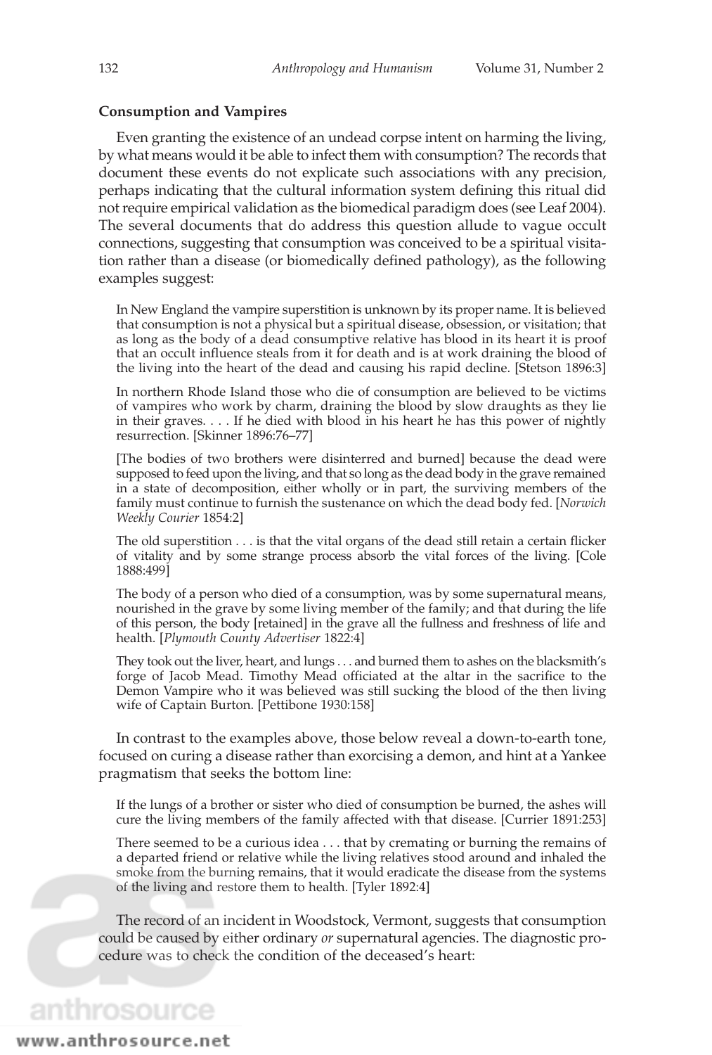### Consumption and Vampires

Even granting the existence of an undead corpse intent on harming the living, by what means would it be able to infect them with consumption? The records that document these events do not explicate such associations with any precision, perhaps indicating that the cultural information system defining this ritual did not require empirical validation as the biomedical paradigm does (see Leaf 2004). The several documents that do address this question allude to vague occult connections, suggesting that consumption was conceived to be a spiritual visitation rather than a disease (or biomedically defined pathology), as the following examples suggest:

> In New England the vampire superstition is unknown by its proper name. It is believed that consumption is not a physical but a spiritual disease, obsession, or visitation; that as long as the body of a dead consumptive relative has blood in its heart it is proof that an occult influence steals from it for death and is at work draining the blood of the living into the heart of the dead and causing his rapid decline. [Stetson 1896:3]

> In northern Rhode Island those who die of consumption are believed to be victims of vampires who work by charm, draining the blood by slow draughts as they lie in their graves. . . . If he died with blood in his heart he has this power of nightly resurrection. [Skinner 1896:76–77]

> [The bodies of two brothers were disinterred and burned] because the dead were supposed to feed upon the living, and that so long as the dead body in the grave remained in a state of decomposition, either wholly or in part, the surviving members of the family must continue to furnish the sustenance on which the dead body fed. [*Norwich Weekly Courier* 1854:2]

> The old superstition . . . is that the vital organs of the dead still retain a certain flicker of vitality and by some strange process absorb the vital forces of the living. [Cole 1888:499]

> The body of a person who died of a consumption, was by some supernatural means, nourished in the grave by some living member of the family; and that during the life of this person, the body [retained] in the grave all the fullness and freshness of life and health. [*Plymouth County Advertiser* 1822:4]

> They took out the liver, heart, and lungs . . . and burned them to ashes on the blacksmith's forge of Jacob Mead. Timothy Mead officiated at the altar in the sacrifice to the Demon Vampire who it was believed was still sucking the blood of the then living wife of Captain Burton. [Pettibone 1930:158]

In contrast to the examples above, those below reveal a down-to-earth tone, focused on curing a disease rather than exorcising a demon, and hint at a Yankee pragmatism that seeks the bottom line:

> If the lungs of a brother or sister who died of consumption be burned, the ashes will cure the living members of the family affected with that disease. [Currier 1891:253]

> There seemed to be a curious idea . . . that by cremating or burning the remains of a departed friend or relative while the living relatives stood around and inhaled the smoke from the burning remains, that it would eradicate the disease from the systems of the living and restore them to health. [Tyler 1892:4]

The record of an incident in Woodstock, Vermont, suggests that consumption could be caused by either ordinary *or* supernatural agencies. The diagnostic procedure was to check the condition of the deceased's heart: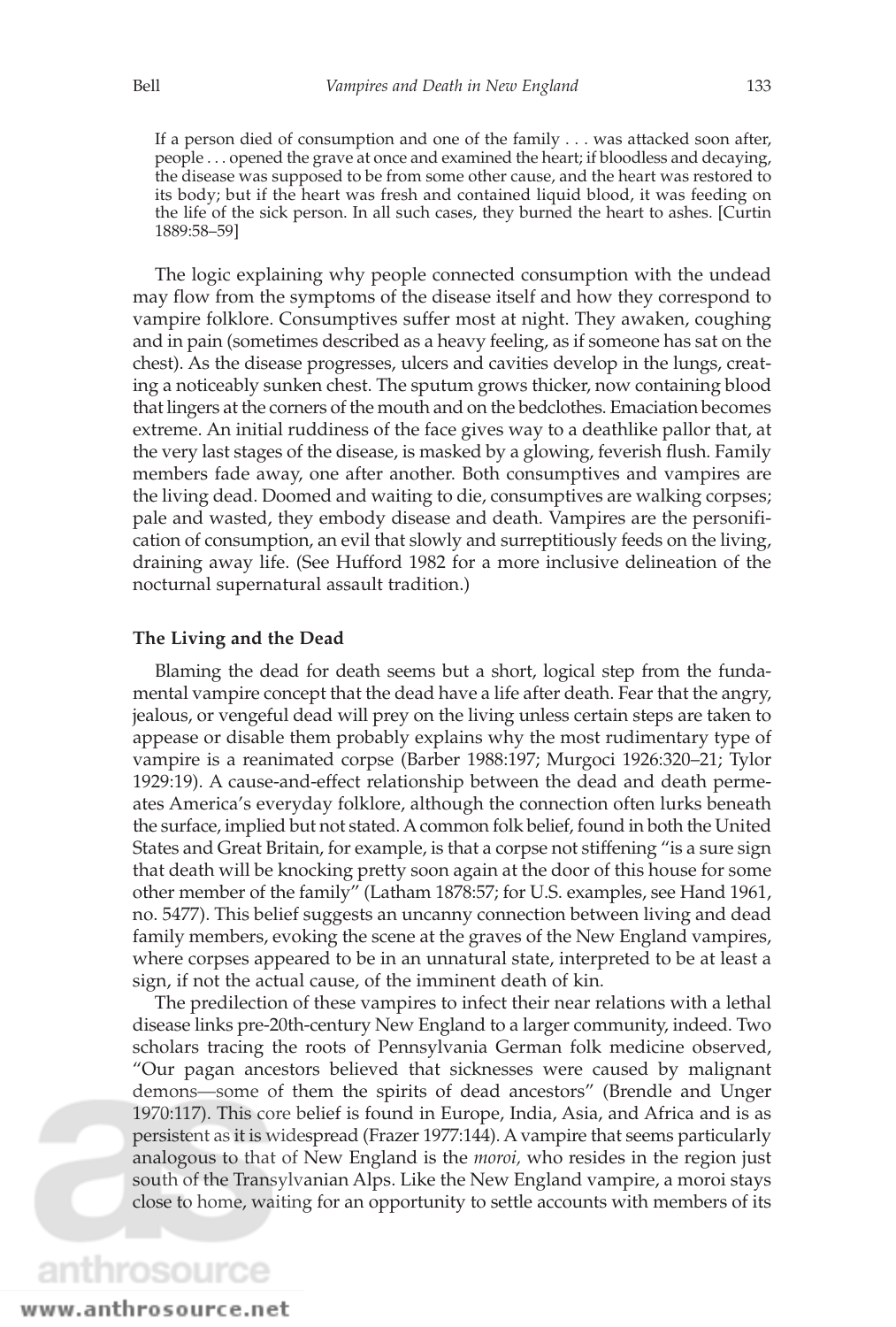> If a person died of consumption and one of the family . . . was attacked soon after, people . . . opened the grave at once and examined the heart; if bloodless and decaying, the disease was supposed to be from some other cause, and the heart was restored to its body; but if the heart was fresh and contained liquid blood, it was feeding on the life of the sick person. In all such cases, they burned the heart to ashes. [Curtin 1889:58–59]

The logic explaining why people connected consumption with the undead may flow from the symptoms of the disease itself and how they correspond to vampire folklore. Consumptives suffer most at night. They awaken, coughing and in pain (sometimes described as a heavy feeling, as if someone has sat on the chest). As the disease progresses, ulcers and cavities develop in the lungs, creating a noticeably sunken chest. The sputum grows thicker, now containing blood that lingers at the corners of the mouth and on the bedclothes. Emaciation becomes extreme. An initial ruddiness of the face gives way to a deathlike pallor that, at the very last stages of the disease, is masked by a glowing, feverish flush. Family members fade away, one after another. Both consumptives and vampires are the living dead. Doomed and waiting to die, consumptives are walking corpses; pale and wasted, they embody disease and death. Vampires are the personification of consumption, an evil that slowly and surreptitiously feeds on the living, draining away life. (See Hufford 1982 for a more inclusive delineation of the nocturnal supernatural assault tradition.)

### The Living and the Dead

Blaming the dead for death seems but a short, logical step from the fundamental vampire concept that the dead have a life after death. Fear that the angry, jealous, or vengeful dead will prey on the living unless certain steps are taken to appease or disable them probably explains why the most rudimentary type of vampire is a reanimated corpse (Barber 1988:197; Murgoci 1926:320–21; Tylor 1929:19). A cause-and-effect relationship between the dead and death permeates America's everyday folklore, although the connection often lurks beneath the surface, implied but not stated. A common folk belief, found in both the United States and Great Britain, for example, is that a corpse not stiffening "is a sure sign that death will be knocking pretty soon again at the door of this house for some other member of the family" (Latham 1878:57; for U.S. examples, see Hand 1961, no. 5477). This belief suggests an uncanny connection between living and dead family members, evoking the scene at the graves of the New England vampires, where corpses appeared to be in an unnatural state, interpreted to be at least a sign, if not the actual cause, of the imminent death of kin.

The predilection of these vampires to infect their near relations with a lethal disease links pre-20th-century New England to a larger community, indeed. Two scholars tracing the roots of Pennsylvania German folk medicine observed, "Our pagan ancestors believed that sicknesses were caused by malignant demons—some of them the spirits of dead ancestors" (Brendle and Unger 1970:117). This core belief is found in Europe, India, Asia, and Africa and is as persistent as it is widespread (Frazer 1977:144). A vampire that seems particularly analogous to that of New England is the *moroi,* who resides in the region just south of the Transylvanian Alps. Like the New England vampire, a moroi stays close to home, waiting for an opportunity to settle accounts with members of its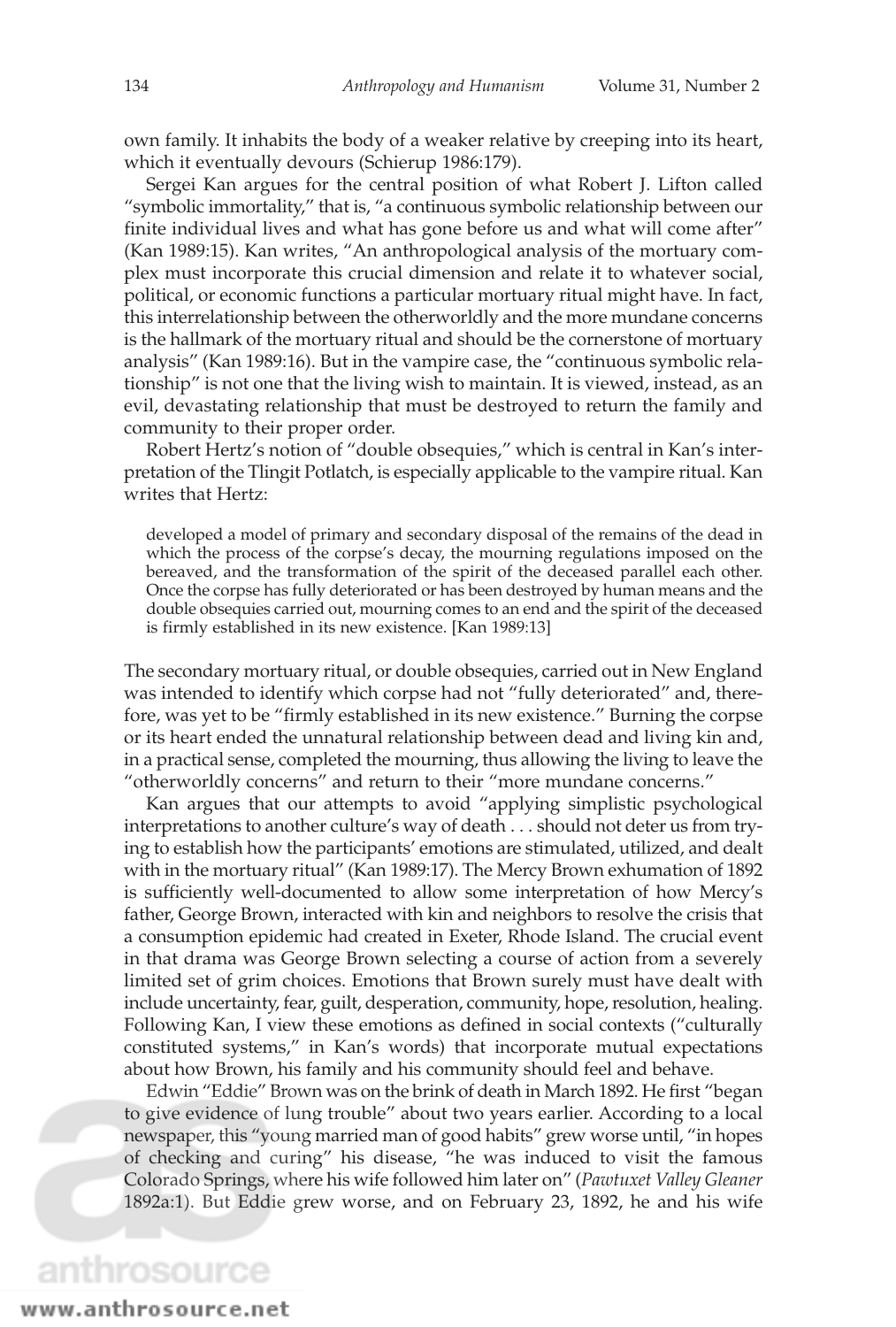own family. It inhabits the body of a weaker relative by creeping into its heart, which it eventually devours (Schierup 1986:179).

Sergei Kan argues for the central position of what Robert J. Lifton called "symbolic immortality," that is, "a continuous symbolic relationship between our finite individual lives and what has gone before us and what will come after" (Kan 1989:15). Kan writes, "An anthropological analysis of the mortuary complex must incorporate this crucial dimension and relate it to whatever social, political, or economic functions a particular mortuary ritual might have. In fact, this interrelationship between the otherworldly and the more mundane concerns is the hallmark of the mortuary ritual and should be the cornerstone of mortuary analysis" (Kan 1989:16). But in the vampire case, the "continuous symbolic relationship" is not one that the living wish to maintain. It is viewed, instead, as an evil, devastating relationship that must be destroyed to return the family and community to their proper order.

Robert Hertz's notion of "double obsequies," which is central in Kan's interpretation of the Tlingit Potlatch, is especially applicable to the vampire ritual. Kan writes that Hertz:

> developed a model of primary and secondary disposal of the remains of the dead in which the process of the corpse's decay, the mourning regulations imposed on the bereaved, and the transformation of the spirit of the deceased parallel each other. Once the corpse has fully deteriorated or has been destroyed by human means and the double obsequies carried out, mourning comes to an end and the spirit of the deceased is firmly established in its new existence. [Kan 1989:13]

The secondary mortuary ritual, or double obsequies, carried out in New England was intended to identify which corpse had not "fully deteriorated" and, therefore, was yet to be "firmly established in its new existence." Burning the corpse or its heart ended the unnatural relationship between dead and living kin and, in a practical sense, completed the mourning, thus allowing the living to leave the "otherworldly concerns" and return to their "more mundane concerns."

Kan argues that our attempts to avoid "applying simplistic psychological interpretations to another culture's way of death . . . should not deter us from trying to establish how the participants' emotions are stimulated, utilized, and dealt with in the mortuary ritual" (Kan 1989:17). The Mercy Brown exhumation of 1892 is sufficiently well-documented to allow some interpretation of how Mercy's father, George Brown, interacted with kin and neighbors to resolve the crisis that a consumption epidemic had created in Exeter, Rhode Island. The crucial event in that drama was George Brown selecting a course of action from a severely limited set of grim choices. Emotions that Brown surely must have dealt with include uncertainty, fear, guilt, desperation, community, hope, resolution, healing. Following Kan, I view these emotions as defined in social contexts ("culturally constituted systems," in Kan's words) that incorporate mutual expectations about how Brown, his family and his community should feel and behave.

Edwin "Eddie" Brown was on the brink of death in March 1892. He first "began to give evidence of lung trouble" about two years earlier. According to a local newspaper, this "young married man of good habits" grew worse until, "in hopes of checking and curing" his disease, "he was induced to visit the famous Colorado Springs, where his wife followed him later on" (*Pawtuxet Valley Gleaner* 1892a:1). But Eddie grew worse, and on February 23, 1892, he and his wife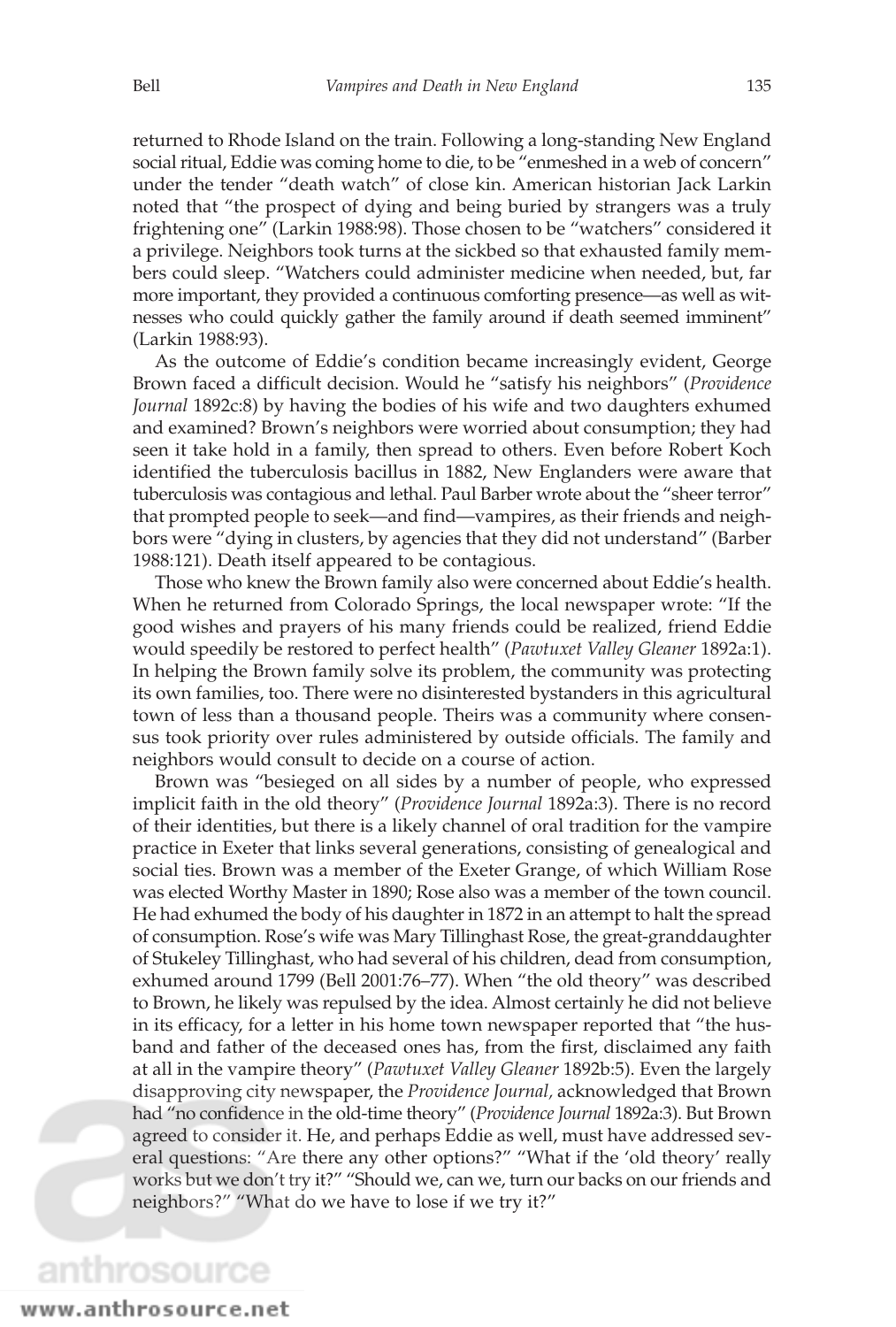returned to Rhode Island on the train. Following a long-standing New England social ritual, Eddie was coming home to die, to be "enmeshed in a web of concern" under the tender "death watch" of close kin. American historian Jack Larkin noted that "the prospect of dying and being buried by strangers was a truly frightening one" (Larkin 1988:98). Those chosen to be "watchers" considered it a privilege. Neighbors took turns at the sickbed so that exhausted family members could sleep. "Watchers could administer medicine when needed, but, far more important, they provided a continuous comforting presence—as well as witnesses who could quickly gather the family around if death seemed imminent" (Larkin 1988:93).

As the outcome of Eddie's condition became increasingly evident, George Brown faced a difficult decision. Would he "satisfy his neighbors" (*Providence Journal* 1892c:8) by having the bodies of his wife and two daughters exhumed and examined? Brown's neighbors were worried about consumption; they had seen it take hold in a family, then spread to others. Even before Robert Koch identified the tuberculosis bacillus in 1882, New Englanders were aware that tuberculosis was contagious and lethal. Paul Barber wrote about the "sheer terror" that prompted people to seek—and find—vampires, as their friends and neighbors were "dying in clusters, by agencies that they did not understand" (Barber 1988:121). Death itself appeared to be contagious.

Those who knew the Brown family also were concerned about Eddie's health. When he returned from Colorado Springs, the local newspaper wrote: "If the good wishes and prayers of his many friends could be realized, friend Eddie would speedily be restored to perfect health" (*Pawtuxet Valley Gleaner* 1892a:1). In helping the Brown family solve its problem, the community was protecting its own families, too. There were no disinterested bystanders in this agricultural town of less than a thousand people. Theirs was a community where consensus took priority over rules administered by outside officials. The family and neighbors would consult to decide on a course of action.

Brown was "besieged on all sides by a number of people, who expressed implicit faith in the old theory" (*Providence Journal* 1892a:3). There is no record of their identities, but there is a likely channel of oral tradition for the vampire practice in Exeter that links several generations, consisting of genealogical and social ties. Brown was a member of the Exeter Grange, of which William Rose was elected Worthy Master in 1890; Rose also was a member of the town council. He had exhumed the body of his daughter in 1872 in an attempt to halt the spread of consumption. Rose's wife was Mary Tillinghast Rose, the great-granddaughter of Stukeley Tillinghast, who had several of his children, dead from consumption, exhumed around 1799 (Bell 2001:76–77). When "the old theory" was described to Brown, he likely was repulsed by the idea. Almost certainly he did not believe in its efficacy, for a letter in his home town newspaper reported that "the husband and father of the deceased ones has, from the first, disclaimed any faith at all in the vampire theory" (*Pawtuxet Valley Gleaner* 1892b:5). Even the largely disapproving city newspaper, the *Providence Journal,* acknowledged that Brown had "no confidence in the old-time theory" (*Providence Journal* 1892a:3). But Brown agreed to consider it. He, and perhaps Eddie as well, must have addressed several questions: "Are there any other options?" "What if the 'old theory' really works but we don't try it?" "Should we, can we, turn our backs on our friends and neighbors?" "What do we have to lose if we try it?"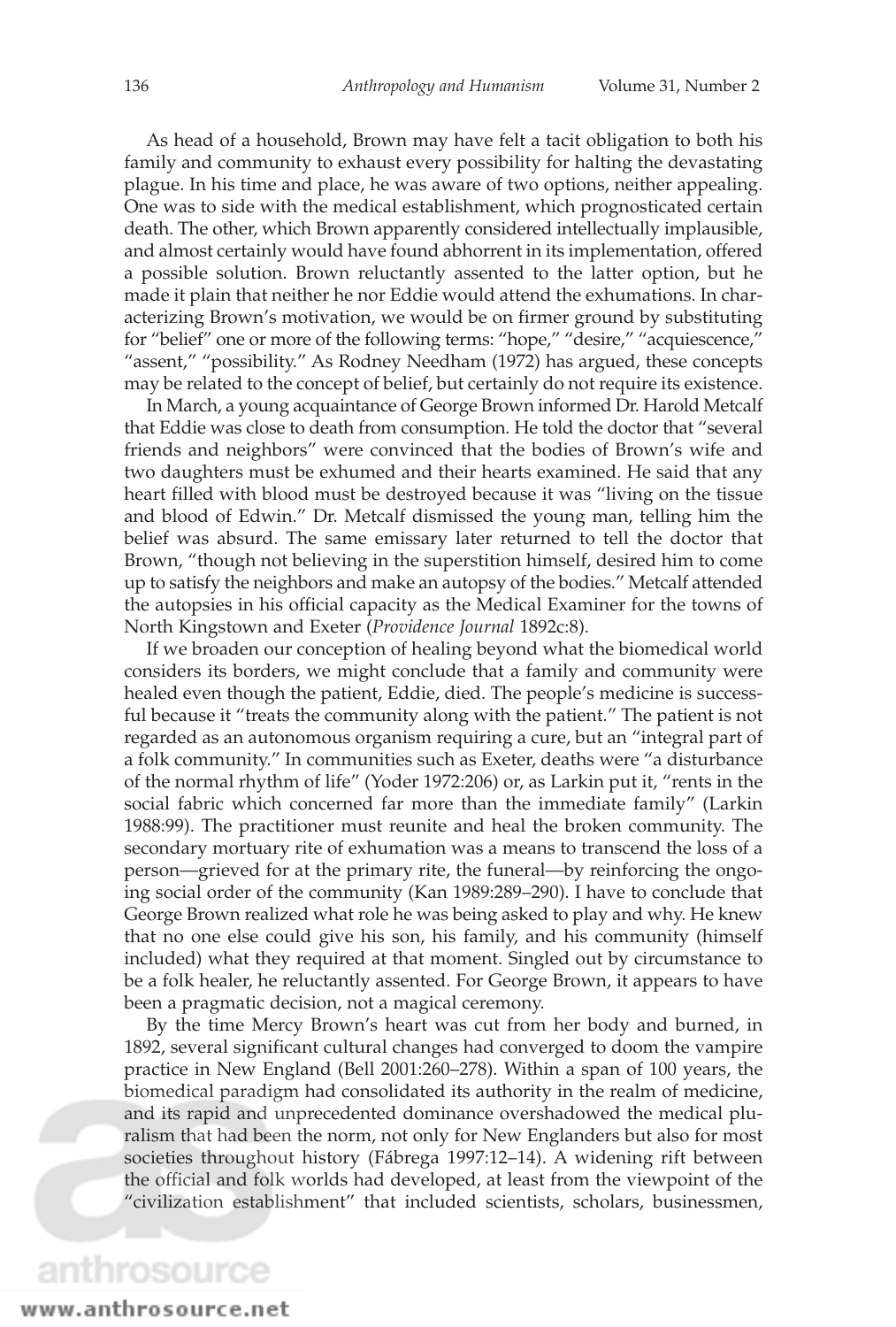As head of a household, Brown may have felt a tacit obligation to both his family and community to exhaust every possibility for halting the devastating plague. In his time and place, he was aware of two options, neither appealing. One was to side with the medical establishment, which prognosticated certain death. The other, which Brown apparently considered intellectually implausible, and almost certainly would have found abhorrent in its implementation, offered a possible solution. Brown reluctantly assented to the latter option, but he made it plain that neither he nor Eddie would attend the exhumations. In characterizing Brown's motivation, we would be on firmer ground by substituting for "belief" one or more of the following terms: "hope," "desire," "acquiescence," "assent," "possibility." As Rodney Needham (1972) has argued, these concepts may be related to the concept of belief, but certainly do not require its existence.

In March, a young acquaintance of George Brown informed Dr. Harold Metcalf that Eddie was close to death from consumption. He told the doctor that "several friends and neighbors" were convinced that the bodies of Brown's wife and two daughters must be exhumed and their hearts examined. He said that any heart filled with blood must be destroyed because it was "living on the tissue and blood of Edwin." Dr. Metcalf dismissed the young man, telling him the belief was absurd. The same emissary later returned to tell the doctor that Brown, "though not believing in the superstition himself, desired him to come up to satisfy the neighbors and make an autopsy of the bodies." Metcalf attended the autopsies in his official capacity as the Medical Examiner for the towns of North Kingstown and Exeter (*Providence Journal* 1892c:8).

If we broaden our conception of healing beyond what the biomedical world considers its borders, we might conclude that a family and community were healed even though the patient, Eddie, died. The people's medicine is successful because it "treats the community along with the patient." The patient is not regarded as an autonomous organism requiring a cure, but an "integral part of a folk community." In communities such as Exeter, deaths were "a disturbance of the normal rhythm of life" (Yoder 1972:206) or, as Larkin put it, "rents in the social fabric which concerned far more than the immediate family" (Larkin 1988:99). The practitioner must reunite and heal the broken community. The secondary mortuary rite of exhumation was a means to transcend the loss of a person—grieved for at the primary rite, the funeral—by reinforcing the ongoing social order of the community (Kan 1989:289–290). I have to conclude that George Brown realized what role he was being asked to play and why. He knew that no one else could give his son, his family, and his community (himself included) what they required at that moment. Singled out by circumstance to be a folk healer, he reluctantly assented. For George Brown, it appears to have been a pragmatic decision, not a magical ceremony.

By the time Mercy Brown's heart was cut from her body and burned, in 1892, several significant cultural changes had converged to doom the vampire practice in New England (Bell 2001:260–278). Within a span of 100 years, the biomedical paradigm had consolidated its authority in the realm of medicine, and its rapid and unprecedented dominance overshadowed the medical pluralism that had been the norm, not only for New Englanders but also for most societies throughout history (Fábrega 1997:12–14). A widening rift between the official and folk worlds had developed, at least from the viewpoint of the "civilization establishment" that included scientists, scholars, businessmen,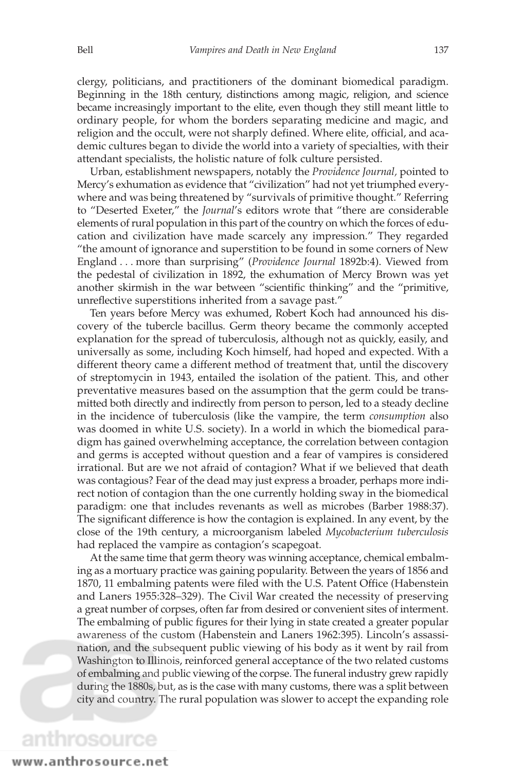clergy, politicians, and practitioners of the dominant biomedical paradigm. Beginning in the 18th century, distinctions among magic, religion, and science became increasingly important to the elite, even though they still meant little to ordinary people, for whom the borders separating medicine and magic, and religion and the occult, were not sharply defined. Where elite, official, and academic cultures began to divide the world into a variety of specialties, with their attendant specialists, the holistic nature of folk culture persisted.

Urban, establishment newspapers, notably the *Providence Journal*, pointed to Mercy's exhumation as evidence that "civilization" had not yet triumphed everywhere and was being threatened by "survivals of primitive thought." Referring to "Deserted Exeter," the *Journal*'s editors wrote that "there are considerable elements of rural population in this part of the country on which the forces of education and civilization have made scarcely any impression." They regarded "the amount of ignorance and superstition to be found in some corners of New England . . . more than surprising" (*Providence Journal* 1892b:4). Viewed from the pedestal of civilization in 1892, the exhumation of Mercy Brown was yet another skirmish in the war between "scientific thinking" and the "primitive, unreflective superstitions inherited from a savage past."

Ten years before Mercy was exhumed, Robert Koch had announced his discovery of the tubercle bacillus. Germ theory became the commonly accepted explanation for the spread of tuberculosis, although not as quickly, easily, and universally as some, including Koch himself, had hoped and expected. With a different theory came a different method of treatment that, until the discovery of streptomycin in 1943, entailed the isolation of the patient. This, and other preventative measures based on the assumption that the germ could be transmitted both directly and indirectly from person to person, led to a steady decline in the incidence of tuberculosis (like the vampire, the term *consumption* also was doomed in white U.S. society). In a world in which the biomedical paradigm has gained overwhelming acceptance, the correlation between contagion and germs is accepted without question and a fear of vampires is considered irrational. But are we not afraid of contagion? What if we believed that death was contagious? Fear of the dead may just express a broader, perhaps more indirect notion of contagion than the one currently holding sway in the biomedical paradigm: one that includes revenants as well as microbes (Barber 1988:37). The significant difference is how the contagion is explained. In any event, by the close of the 19th century, a microorganism labeled *Mycobacterium tuberculosis* had replaced the vampire as contagion's scapegoat.

At the same time that germ theory was winning acceptance, chemical embalming as a mortuary practice was gaining popularity. Between the years of 1856 and 1870, 11 embalming patents were filed with the U.S. Patent Office (Habenstein and Laners 1955:328–329). The Civil War created the necessity of preserving a great number of corpses, often far from desired or convenient sites of interment. The embalming of public figures for their lying in state created a greater popular awareness of the custom (Habenstein and Laners 1962:395). Lincoln's assassination, and the subsequent public viewing of his body as it went by rail from Washington to Illinois, reinforced general acceptance of the two related customs of embalming and public viewing of the corpse. The funeral industry grew rapidly during the 1880s, but, as is the case with many customs, there was a split between city and country. The rural population was slower to accept the expanding role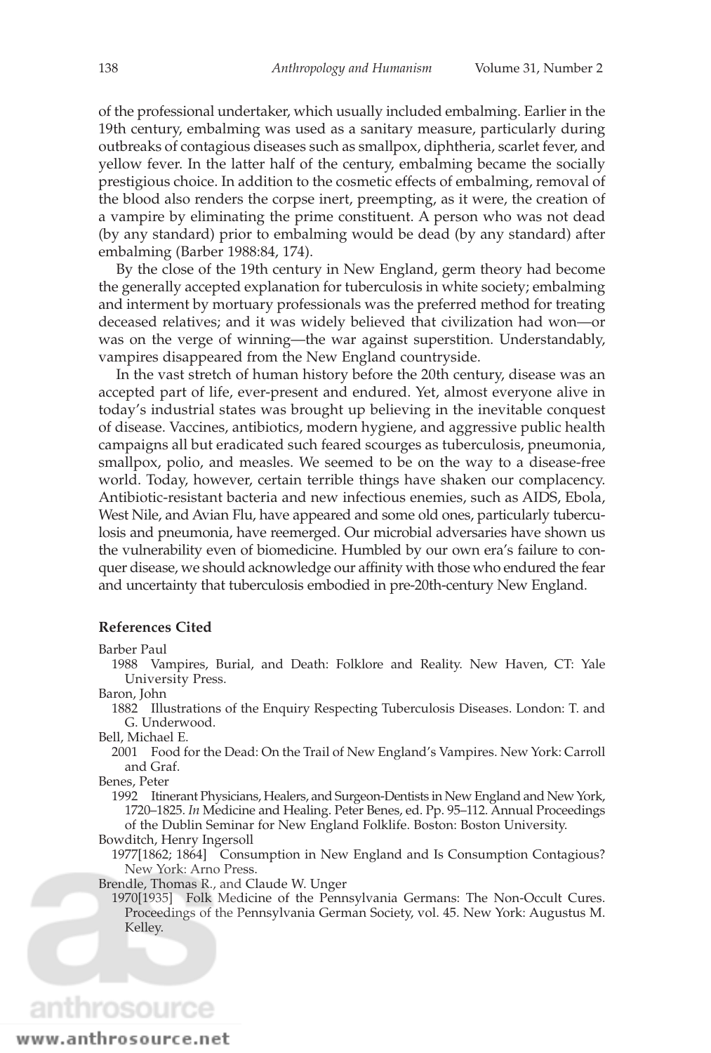of the professional undertaker, which usually included embalming. Earlier in the 19th century, embalming was used as a sanitary measure, particularly during outbreaks of contagious diseases such as smallpox, diphtheria, scarlet fever, and yellow fever. In the latter half of the century, embalming became the socially prestigious choice. In addition to the cosmetic effects of embalming, removal of the blood also renders the corpse inert, preempting, as it were, the creation of a vampire by eliminating the prime constituent. A person who was not dead (by any standard) prior to embalming would be dead (by any standard) after embalming (Barber 1988:84, 174).

By the close of the 19th century in New England, germ theory had become the generally accepted explanation for tuberculosis in white society; embalming and interment by mortuary professionals was the preferred method for treating deceased relatives; and it was widely believed that civilization had won—or was on the verge of winning—the war against superstition. Understandably, vampires disappeared from the New England countryside.

In the vast stretch of human history before the 20th century, disease was an accepted part of life, ever-present and endured. Yet, almost everyone alive in today's industrial states was brought up believing in the inevitable conquest of disease. Vaccines, antibiotics, modern hygiene, and aggressive public health campaigns all but eradicated such feared scourges as tuberculosis, pneumonia, smallpox, polio, and measles. We seemed to be on the way to a disease-free world. Today, however, certain terrible things have shaken our complacency. Antibiotic-resistant bacteria and new infectious enemies, such as AIDS, Ebola, West Nile, and Avian Flu, have appeared and some old ones, particularly tuberculosis and pneumonia, have reemerged. Our microbial adversaries have shown us the vulnerability even of biomedicine. Humbled by our own era's failure to conquer disease, we should acknowledge our affinity with those who endured the fear and uncertainty that tuberculosis embodied in pre-20th-century New England.

#### References Cited

Barber Paul
1988 Vampires, Burial, and Death: Folklore and Reality. New Haven, CT: Yale University Press.

Baron, John
1882 Illustrations of the Enquiry Respecting Tuberculosis Diseases. London: T. and G. Underwood.

Bell, Michael E.
2001 Food for the Dead: On the Trail of New England's Vampires. New York: Carroll and Graf.

Benes, Peter
1992 Itinerant Physicians, Healers, and Surgeon-Dentists in New England and New York, 1720–1825. *In* Medicine and Healing. Peter Benes, ed. Pp. 95–112. Annual Proceedings of the Dublin Seminar for New England Folklife. Boston: Boston University.

Bowditch, Henry Ingersoll
1977[1862; 1864] Consumption in New England and Is Consumption Contagious? New York: Arno Press.

Brendle, Thomas R., and Claude W. Unger
1970[1935] Folk Medicine of the Pennsylvania Germans: The Non-Occult Cures. Proceedings of the Pennsylvania German Society, vol. 45. New York: Augustus M. Kelley.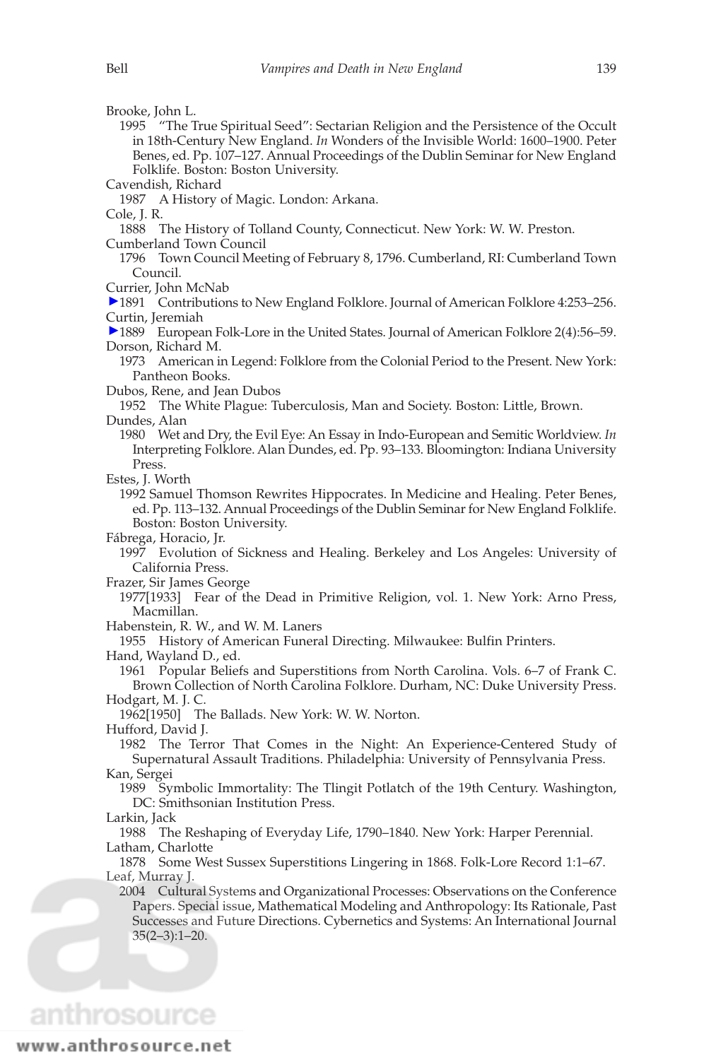Brooke, John L.

1995 "The True Spiritual Seed": Sectarian Religion and the Persistence of the Occult in 18th-Century New England. *In* Wonders of the Invisible World: 1600–1900. Peter Benes, ed. Pp. 107–127. Annual Proceedings of the Dublin Seminar for New England Folklife. Boston: Boston University.

Cavendish, Richard

1987 A History of Magic. London: Arkana.

Cole, J. R.

1888 The History of Tolland County, Connecticut. New York: W. W. Preston.

Cumberland Town Council

1796 Town Council Meeting of February 8, 1796. Cumberland, RI: Cumberland Town Council.

Currier, John McNab

1891 Contributions to New England Folklore. Journal of American Folklore 4:253–256.

Curtin, Jeremiah

1889 European Folk-Lore in the United States. Journal of American Folklore 2(4):56–59.

Dorson, Richard M.

1973 American in Legend: Folklore from the Colonial Period to the Present. New York: Pantheon Books.

Dubos, Rene, and Jean Dubos

1952 The White Plague: Tuberculosis, Man and Society. Boston: Little, Brown.

Dundes, Alan

1980 Wet and Dry, the Evil Eye: An Essay in Indo-European and Semitic Worldview. *In* Interpreting Folklore. Alan Dundes, ed. Pp. 93–133. Bloomington: Indiana University Press.

Estes, J. Worth

1992 Samuel Thomson Rewrites Hippocrates. In Medicine and Healing. Peter Benes, ed. Pp. 113–132. Annual Proceedings of the Dublin Seminar for New England Folklife. Boston: Boston University.

Fábrega, Horacio, Jr.

1997 Evolution of Sickness and Healing. Berkeley and Los Angeles: University of California Press.

Frazer, Sir James George

1977[1933] Fear of the Dead in Primitive Religion, vol. 1. New York: Arno Press, Macmillan.

Habenstein, R. W., and W. M. Laners

1955 History of American Funeral Directing. Milwaukee: Bulfin Printers.

Hand, Wayland D., ed.

1961 Popular Beliefs and Superstitions from North Carolina. Vols. 6–7 of Frank C. Brown Collection of North Carolina Folklore. Durham, NC: Duke University Press.

Hodgart, M. J. C.

1962[1950] The Ballads. New York: W. W. Norton.

Hufford, David J.

1982 The Terror That Comes in the Night: An Experience-Centered Study of Supernatural Assault Traditions. Philadelphia: University of Pennsylvania Press.

Kan, Sergei

1989 Symbolic Immortality: The Tlingit Potlatch of the 19th Century. Washington, DC: Smithsonian Institution Press.

Larkin, Jack

1988 The Reshaping of Everyday Life, 1790–1840. New York: Harper Perennial.

Latham, Charlotte

1878 Some West Sussex Superstitions Lingering in 1868. Folk-Lore Record 1:1–67.

Leaf, Murray J.

2004 Cultural Systems and Organizational Processes: Observations on the Conference Papers. Special issue, Mathematical Modeling and Anthropology: Its Rationale, Past Successes and Future Directions. Cybernetics and Systems: An International Journal 35(2–3):1–20.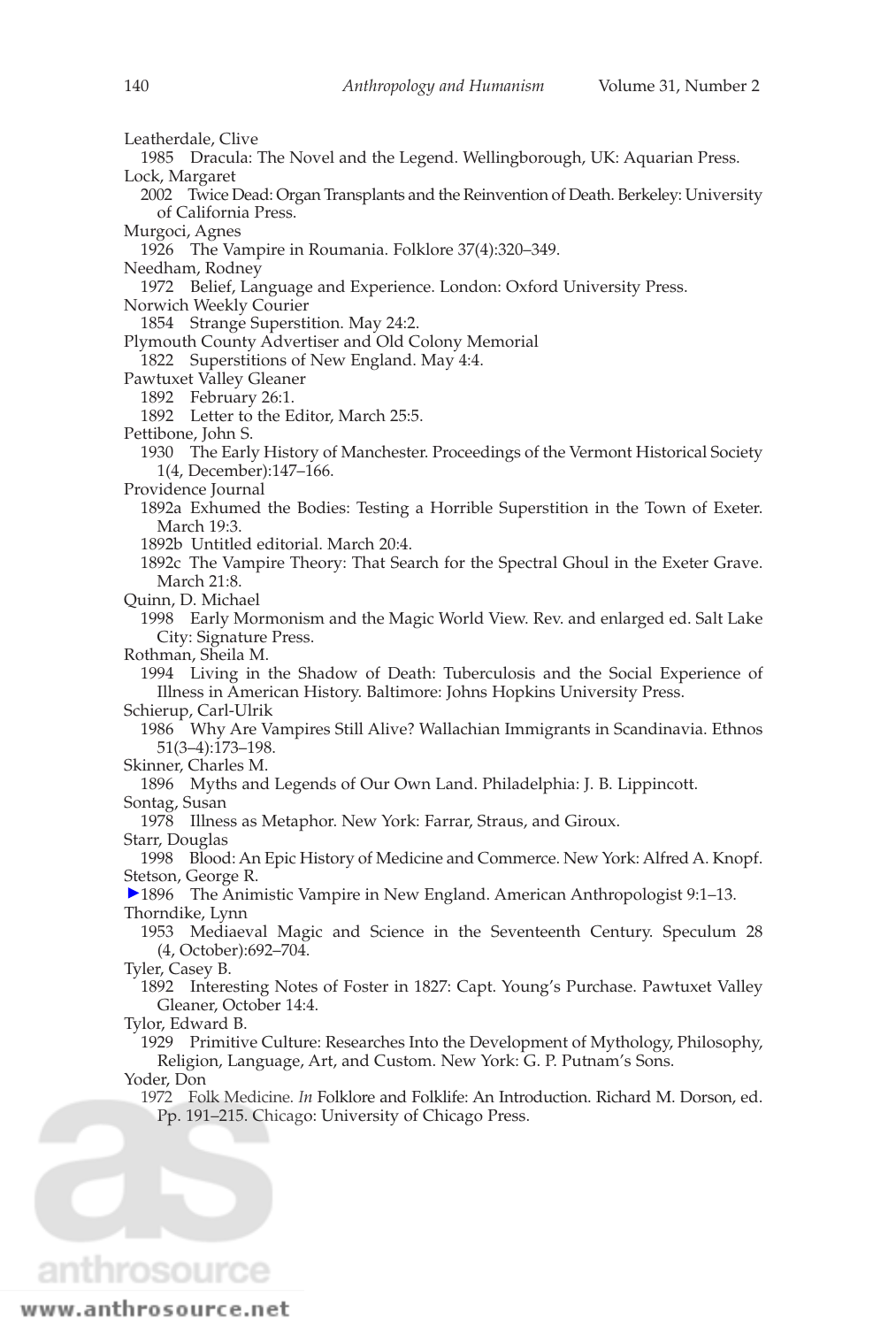Leatherdale, Clive
  1985 Dracula: The Novel and the Legend. Wellingborough, UK: Aquarian Press.

Lock, Margaret
  2002 Twice Dead: Organ Transplants and the Reinvention of Death. Berkeley: University of California Press.

Murgoci, Agnes
  1926 The Vampire in Roumania. Folklore 37(4):320–349.

Needham, Rodney
  1972 Belief, Language and Experience. London: Oxford University Press.

Norwich Weekly Courier
  1854 Strange Superstition. May 24:2.

Plymouth County Advertiser and Old Colony Memorial
  1822 Superstitions of New England. May 4:4.

Pawtuxet Valley Gleaner
  1892 February 26:1.
  1892 Letter to the Editor, March 25:5.

Pettibone, John S.
  1930 The Early History of Manchester. Proceedings of the Vermont Historical Society 1(4, December):147–166.

Providence Journal
  1892a Exhumed the Bodies: Testing a Horrible Superstition in the Town of Exeter. March 19:3.
  1892b Untitled editorial. March 20:4.
  1892c The Vampire Theory: That Search for the Spectral Ghoul in the Exeter Grave. March 21:8.

Quinn, D. Michael
  1998 Early Mormonism and the Magic World View. Rev. and enlarged ed. Salt Lake City: Signature Press.

Rothman, Sheila M.
  1994 Living in the Shadow of Death: Tuberculosis and the Social Experience of Illness in American History. Baltimore: Johns Hopkins University Press.

Schierup, Carl-Ulrik
  1986 Why Are Vampires Still Alive? Wallachian Immigrants in Scandinavia. Ethnos 51(3–4):173–198.

Skinner, Charles M.
  1896 Myths and Legends of Our Own Land. Philadelphia: J. B. Lippincott.

Sontag, Susan
  1978 Illness as Metaphor. New York: Farrar, Straus, and Giroux.

Starr, Douglas
  1998 Blood: An Epic History of Medicine and Commerce. New York: Alfred A. Knopf.

Stetson, George R.
  1896 The Animistic Vampire in New England. American Anthropologist 9:1–13.

Thorndike, Lynn
  1953 Mediaeval Magic and Science in the Seventeenth Century. Speculum 28 (4, October):692–704.

Tyler, Casey B.
  1892 Interesting Notes of Foster in 1827: Capt. Young's Purchase. Pawtuxet Valley Gleaner, October 14:4.

Tylor, Edward B.
  1929 Primitive Culture: Researches Into the Development of Mythology, Philosophy, Religion, Language, Art, and Custom. New York: G. P. Putnam's Sons.

Yoder, Don
  1972 Folk Medicine. *In* Folklore and Folklife: An Introduction. Richard M. Dorson, ed. Pp. 191–215. Chicago: University of Chicago Press.